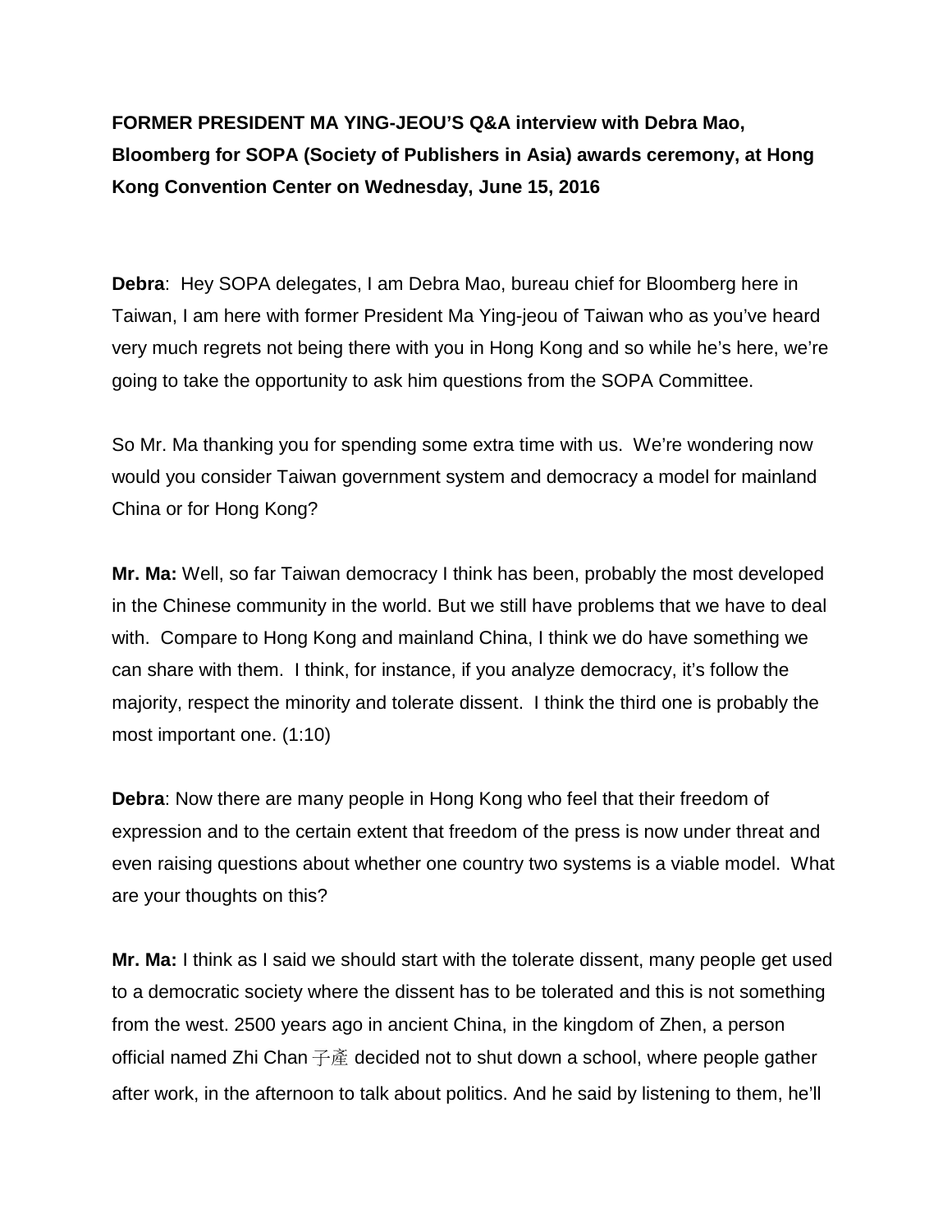**FORMER PRESIDENT MA YING-JEOU'S Q&A interview with Debra Mao, Bloomberg for SOPA (Society of Publishers in Asia) awards ceremony, at Hong Kong Convention Center on Wednesday, June 15, 2016**

**Debra**: Hey SOPA delegates, I am Debra Mao, bureau chief for Bloomberg here in Taiwan, I am here with former President Ma Ying-jeou of Taiwan who as you've heard very much regrets not being there with you in Hong Kong and so while he's here, we're going to take the opportunity to ask him questions from the SOPA Committee.

So Mr. Ma thanking you for spending some extra time with us. We're wondering now would you consider Taiwan government system and democracy a model for mainland China or for Hong Kong?

**Mr. Ma:** Well, so far Taiwan democracy I think has been, probably the most developed in the Chinese community in the world. But we still have problems that we have to deal with. Compare to Hong Kong and mainland China, I think we do have something we can share with them. I think, for instance, if you analyze democracy, it's follow the majority, respect the minority and tolerate dissent. I think the third one is probably the most important one. (1:10)

**Debra**: Now there are many people in Hong Kong who feel that their freedom of expression and to the certain extent that freedom of the press is now under threat and even raising questions about whether one country two systems is a viable model. What are your thoughts on this?

**Mr. Ma:** I think as I said we should start with the tolerate dissent, many people get used to a democratic society where the dissent has to be tolerated and this is not something from the west. 2500 years ago in ancient China, in the kingdom of Zhen, a person official named Zhi Chan 子產 decided not to shut down a school, where people gather after work, in the afternoon to talk about politics. And he said by listening to them, he'll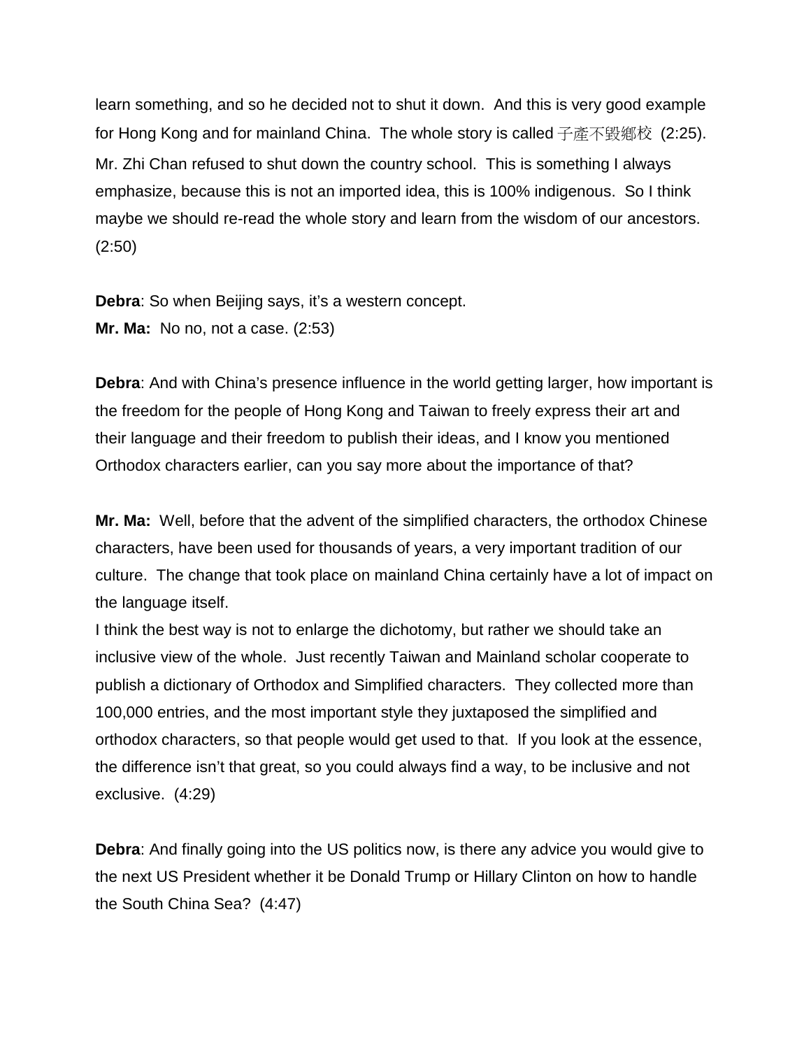learn something, and so he decided not to shut it down. And this is very good example for Hong Kong and for mainland China. The whole story is called 子產不毀鄉校 (2:25). Mr. Zhi Chan refused to shut down the country school. This is something I always emphasize, because this is not an imported idea, this is 100% indigenous. So I think maybe we should re-read the whole story and learn from the wisdom of our ancestors. (2:50)

**Debra**: So when Beijing says, it's a western concept.
**Mr. Ma:** No no, not a case. (2:53)

**Debra**: And with China's presence influence in the world getting larger, how important is the freedom for the people of Hong Kong and Taiwan to freely express their art and their language and their freedom to publish their ideas, and I know you mentioned Orthodox characters earlier, can you say more about the importance of that?

**Mr. Ma:** Well, before that the advent of the simplified characters, the orthodox Chinese characters, have been used for thousands of years, a very important tradition of our culture. The change that took place on mainland China certainly have a lot of impact on the language itself.
I think the best way is not to enlarge the dichotomy, but rather we should take an inclusive view of the whole. Just recently Taiwan and Mainland scholar cooperate to publish a dictionary of Orthodox and Simplified characters. They collected more than 100,000 entries, and the most important style they juxtaposed the simplified and orthodox characters, so that people would get used to that. If you look at the essence, the difference isn't that great, so you could always find a way, to be inclusive and not exclusive. (4:29)

**Debra**: And finally going into the US politics now, is there any advice you would give to the next US President whether it be Donald Trump or Hillary Clinton on how to handle the South China Sea? (4:47)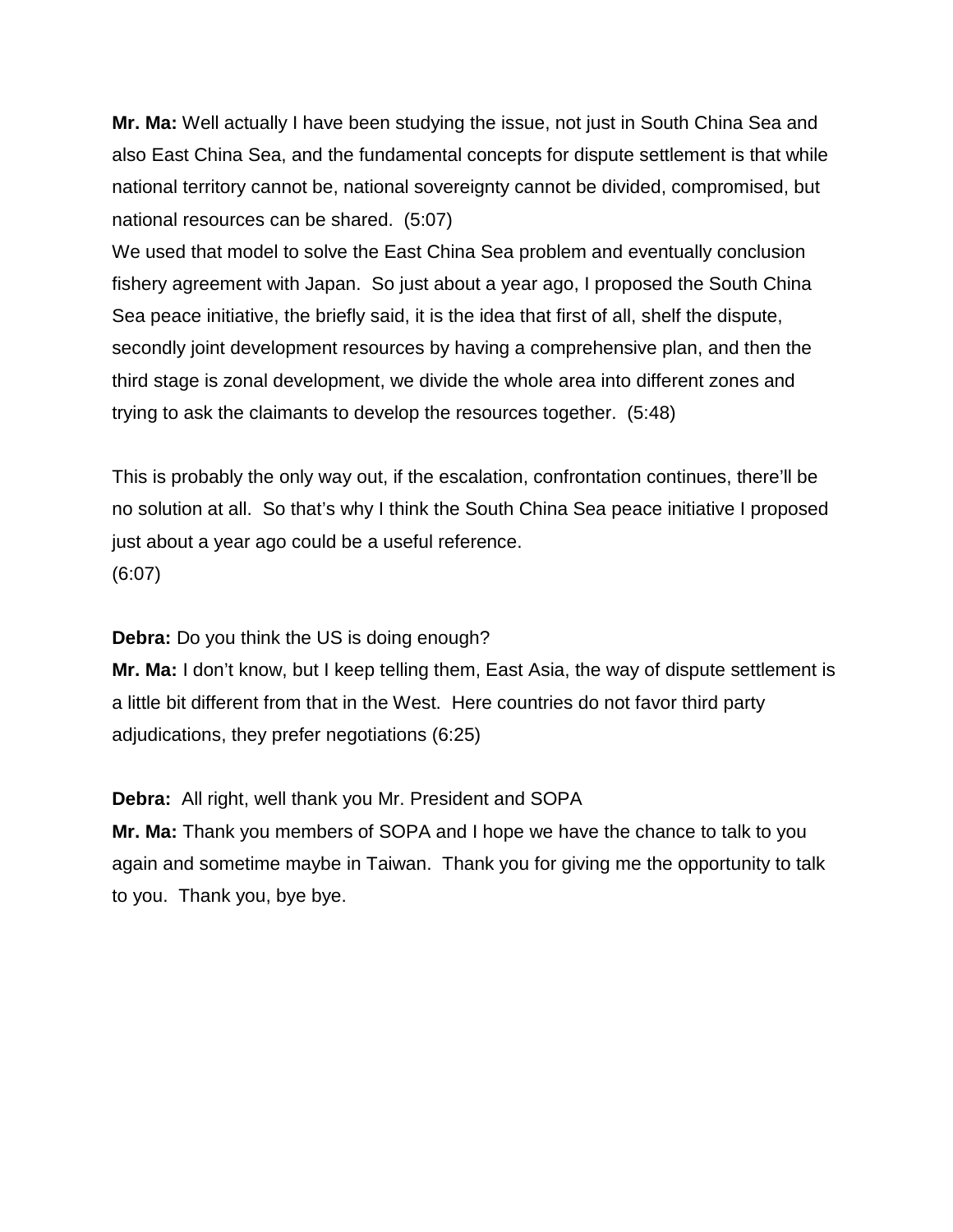**Mr. Ma:** Well actually I have been studying the issue, not just in South China Sea and also East China Sea, and the fundamental concepts for dispute settlement is that while national territory cannot be, national sovereignty cannot be divided, compromised, but national resources can be shared. (5:07)
We used that model to solve the East China Sea problem and eventually conclusion fishery agreement with Japan. So just about a year ago, I proposed the South China Sea peace initiative, the briefly said, it is the idea that first of all, shelf the dispute, secondly joint development resources by having a comprehensive plan, and then the third stage is zonal development, we divide the whole area into different zones and trying to ask the claimants to develop the resources together. (5:48)

This is probably the only way out, if the escalation, confrontation continues, there'll be no solution at all. So that's why I think the South China Sea peace initiative I proposed just about a year ago could be a useful reference.
(6:07)

**Debra:** Do you think the US is doing enough?
**Mr. Ma:** I don't know, but I keep telling them, East Asia, the way of dispute settlement is a little bit different from that in the West. Here countries do not favor third party adjudications, they prefer negotiations (6:25)

**Debra:** All right, well thank you Mr. President and SOPA
**Mr. Ma:** Thank you members of SOPA and I hope we have the chance to talk to you again and sometime maybe in Taiwan. Thank you for giving me the opportunity to talk to you. Thank you, bye bye.